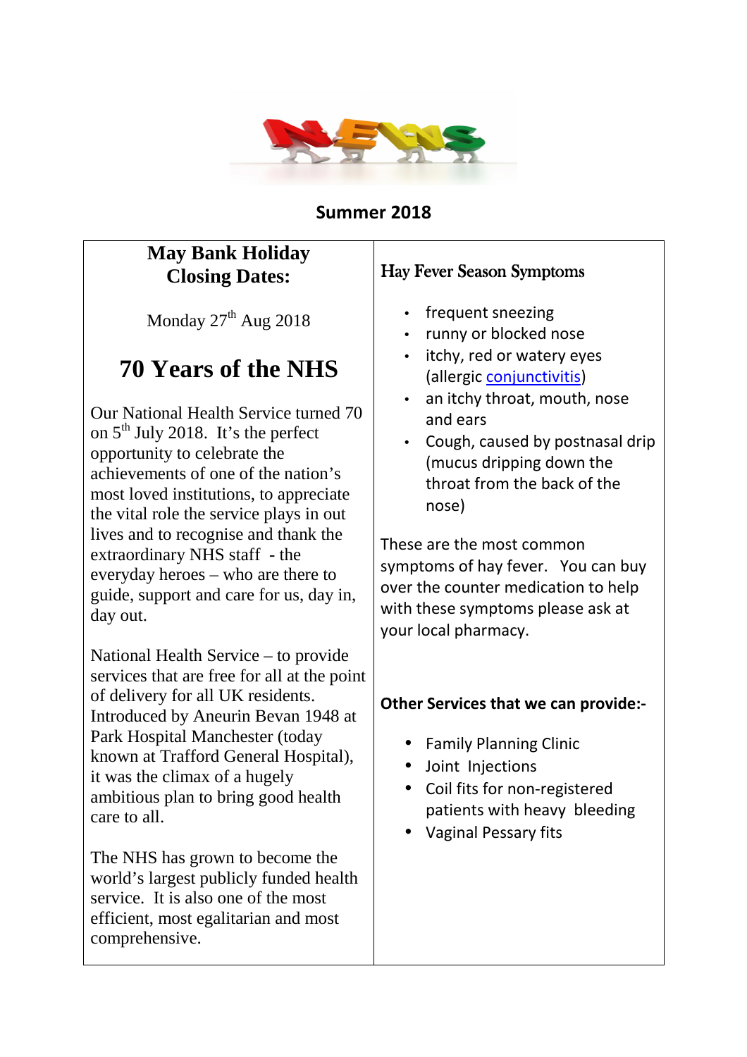# NEWS

## Summary 2018

### May Bank Holiday Closing Dates:

Monday 27th Aug 2018

## 70 Years of the NHS

Our National Health Service turned 70 on 5th July 2018. It's the perfect opportunity to celebrate the achievements of one of the nation's most loved institutions, to appreciate the vital role the service plays in out lives and to recognise and thank the extraordinary NHS staff - the everyday heroes – who are there to guide, support and care for us, day in, day out.

National Health Service – to provide services that are free for all at the point of delivery for all UK residents. Introduced by Aneurin Bevan 1948 at Park Hospital Manchester (today known at Trafford General Hospital), it was the climax of a hugely ambitious plan to bring good health care to all.

The NHS has grown to become the world's largest publicly funded health service. It is also one of the most efficient, most egalitarian and most comprehensive.

### Hay Fever Season Symptoms

- frequent sneezing
- runny or blocked nose
- itchy, red or watery eyes (allergic conjunctivitis)
- an itchy throat, mouth, nose and ears
- Cough, caused by postnasal drip (mucus dripping down the throat from the back of the nose)

These are the most common symptoms of hay fever. You can buy over the counter medication to help with these symptoms please ask at your local pharmacy.

**Other Services that we can provide:-**

- Family Planning Clinic
- Joint Injections
- Coil fits for non-registered patients with heavy bleeding
- Vaginal Pessary fits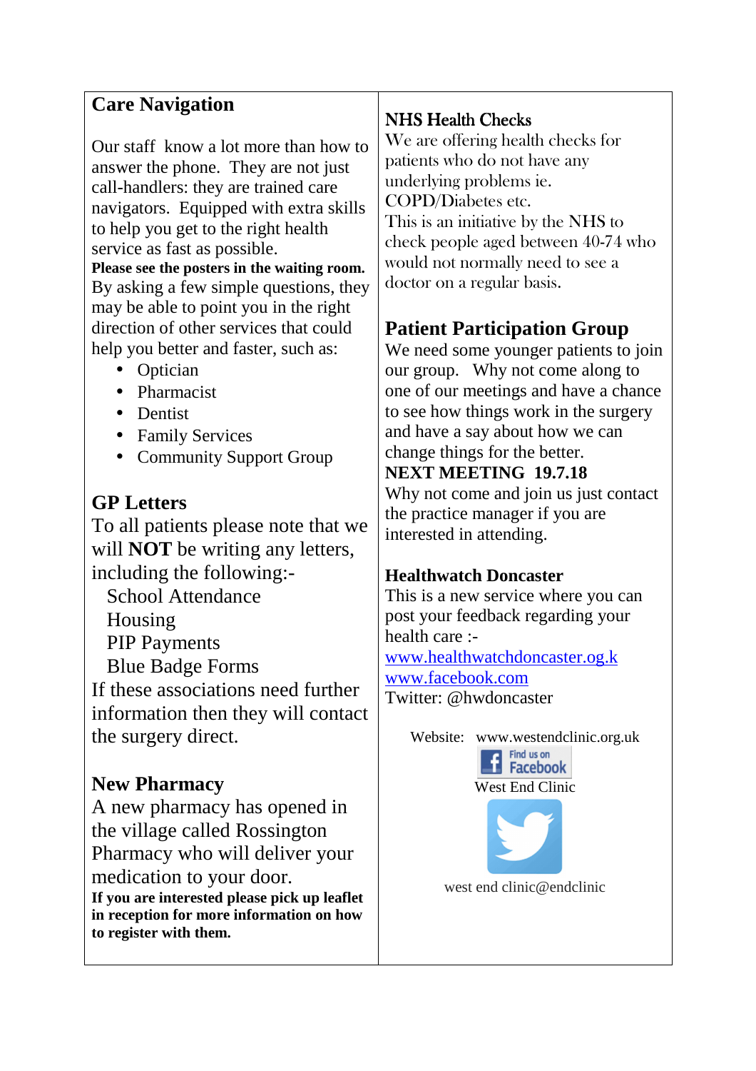## Care Navigation

Our staff know a lot more than how to answer the phone. They are not just call-handlers: they are trained care navigators. Equipped with extra skills to help you get to the right health service as fast as possible.

**Please see the posters in the waiting room.**

By asking a few simple questions, they may be able to point you in the right direction of other services that could help you better and faster, such as:

- Optician
- Pharmacist
- Dentist
- Family Services
- Community Support Group

## GP Letters

To all patients please note that we will **NOT** be writing any letters, including the following:-

School Attendance
Housing
PIP Payments
Blue Badge Forms

If these associations need further information then they will contact the surgery direct.

## New Pharmacy

A new pharmacy has opened in the village called Rossington Pharmacy who will deliver your medication to your door.

**If you are interested please pick up leaflet in reception for more information on how to register with them.**

## NHS Health Checks

We are offering health checks for patients who do not have any underlying problems ie. COPD/Diabetes etc.

This is an initiative by the NHS to check people aged between 40-74 who would not normally need to see a doctor on a regular basis.

## Patient Participation Group

We need some younger patients to join our group. Why not come along to one of our meetings and have a chance to see how things work in the surgery and have a say about how we can change things for the better.

**NEXT MEETING 19.7.18**

Why not come and join us just contact the practice manager if you are interested in attending.

## Healthwatch Doncaster

This is a new service where you can post your feedback regarding your health care :-

www.healthwatchdoncaster.og.k
www.facebook.com
Twitter: @hwdoncaster

Website: www.westendclinic.org.uk

Find us on Facebook

West End Clinic

west end clinic@endclinic